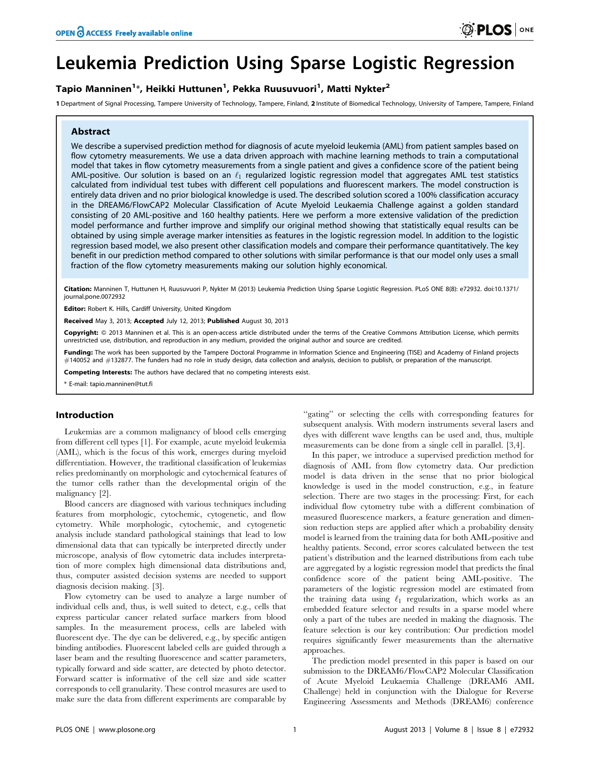# Leukemia Prediction Using Sparse Logistic Regression

**Tapio Manninen[1]*, Heikki Huttunen[1], Pekka Ruusuvuori[1], Matti Nykter[2]**

1 Department of Signal Processing, Tampere University of Technology, Tampere, Finland, 2 Institute of Biomedical Technology, University of Tampere, Tampere, Finland

## Abstract

We describe a supervised prediction method for diagnosis of acute myeloid leukemia (AML) from patient samples based on flow cytometry measurements. We use a data driven approach with machine learning methods to train a computational model that takes in flow cytometry measurements from a single patient and gives a confidence score of the patient being AML-positive. Our solution is based on an $\ell_1$ regularized logistic regression model that aggregates AML test statistics calculated from individual test tubes with different cell populations and fluorescent markers. The model construction is entirely data driven and no prior biological knowledge is used. The described solution scored a 100% classification accuracy in the DREAM6/FlowCAP2 Molecular Classification of Acute Myeloid Leukaemia Challenge against a golden standard consisting of 20 AML-positive and 160 healthy patients. Here we perform a more extensive validation of the prediction model performance and further improve and simplify our original method showing that statistically equal results can be obtained by using simple average marker intensities as features in the logistic regression model. In addition to the logistic regression based model, we also present other classification models and compare their performance quantitatively. The key benefit in our prediction method compared to other solutions with similar performance is that our model only uses a small fraction of the flow cytometry measurements making our solution highly economical.

**Citation:** Manninen T, Huttunen H, Ruusuvuori P, Nykter M (2013) Leukemia Prediction Using Sparse Logistic Regression. PLoS ONE 8(8): e72932. doi:10.1371/journal.pone.0072932

**Editor:** Robert K. Hills, Cardiff University, United Kingdom

**Received** May 3, 2013; **Accepted** July 12, 2013; **Published** August 30, 2013

**Copyright:** © 2013 Manninen et al. This is an open-access article distributed under the terms of the Creative Commons Attribution License, which permits unrestricted use, distribution, and reproduction in any medium, provided the original author and source are credited.

**Funding:** The work has been supported by the Tampere Doctoral Programme in Information Science and Engineering (TISE) and Academy of Finland projects #140052 and #132877. The funders had no role in study design, data collection and analysis, decision to publish, or preparation of the manuscript.

**Competing Interests:** The authors have declared that no competing interests exist.

\* E-mail: tapio.manninen@tut.fi

## Introduction

Leukemias are a common malignancy of blood cells emerging from different cell types [1]. For example, acute myeloid leukemia (AML), which is the focus of this work, emerges during myeloid differentiation. However, the traditional classification of leukemias relies predominantly on morphologic and cytochemical features of the tumor cells rather than the developmental origin of the malignancy [2].

Blood cancers are diagnosed with various techniques including features from morphologic, cytochemic, cytogenetic, and flow cytometry. While morphologic, cytochemic, and cytogenetic analysis include standard pathological stainings that lead to low dimensional data that can typically be interpreted directly under microscope, analysis of flow cytometric data includes interpretation of more complex high dimensional data distributions and, thus, computer assisted decision systems are needed to support diagnosis decision making. [3].

Flow cytometry can be used to analyze a large number of individual cells and, thus, is well suited to detect, e.g., cells that express particular cancer related surface markers from blood samples. In the measurement process, cells are labeled with fluorescent dye. The dye can be delivered, e.g., by specific antigen binding antibodies. Fluorescent labeled cells are guided through a laser beam and the resulting fluorescence and scatter parameters, typically forward and side scatter, are detected by photo detector. Forward scatter is informative of the cell size and side scatter corresponds to cell granularity. These control measures are used to make sure the data from different experiments are comparable by "gating" or selecting the cells with corresponding features for subsequent analysis. With modern instruments several lasers and dyes with different wave lengths can be used and, thus, multiple measurements can be done from a single cell in parallel. [3,4].

In this paper, we introduce a supervised prediction method for diagnosis of AML from flow cytometry data. Our prediction model is data driven in the sense that no prior biological knowledge is used in the model construction, e.g., in feature selection. There are two stages in the processing: First, for each individual flow cytometry tube with a different combination of measured fluorescence markers, a feature generation and dimension reduction steps are applied after which a probability density model is learned from the training data for both AML-positive and healthy patients. Second, error scores calculated between the test patient's distribution and the learned distributions from each tube are aggregated by a logistic regression model that predicts the final confidence score of the patient being AML-positive. The parameters of the logistic regression model are estimated from the training data using $\ell_1$ regularization, which works as an embedded feature selector and results in a sparse model where only a part of the tubes are needed in making the diagnosis. The feature selection is our key contribution: Our prediction model requires significantly fewer measurements than the alternative approaches.

The prediction model presented in this paper is based on our submission to the DREAM6/FlowCAP2 Molecular Classification of Acute Myeloid Leukaemia Challenge (DREAM6 AML Challenge) held in conjunction with the Dialogue for Reverse Engineering Assessments and Methods (DREAM6) conference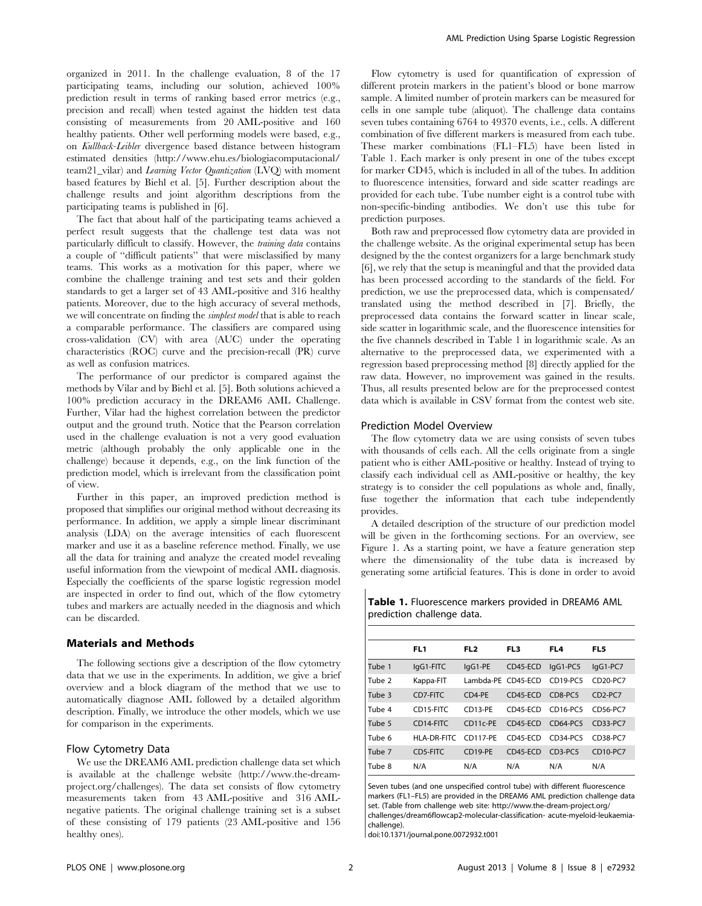organized in 2011. In the challenge evaluation, 8 of the 17 participating teams, including our solution, achieved 100% prediction result in terms of ranking based error metrics (e.g., precision and recall) when tested against the hidden test data consisting of measurements from 20 AML-positive and 160 healthy patients. Other well performing models were based, e.g., on *Kullback-Leibler* divergence based distance between histogram estimated densities (http://www.ehu.es/biologiacomputacional/team21_vilar) and *Learning Vector Quantization* (LVQ) with moment based features by Biehl et al. [5]. Further description about the challenge results and joint algorithm descriptions from the participating teams is published in [6].

The fact that about half of the participating teams achieved a perfect result suggests that the challenge test data was not particularly difficult to classify. However, the *training data* contains a couple of "difficult patients" that were misclassified by many teams. This works as a motivation for this paper, where we combine the challenge training and test sets and their golden standards to get a larger set of 43 AML-positive and 316 healthy patients. Moreover, due to the high accuracy of several methods, we will concentrate on finding the *simplest model* that is able to reach a comparable performance. The classifiers are compared using cross-validation (CV) with area (AUC) under the operating characteristics (ROC) curve and the precision-recall (PR) curve as well as confusion matrices.

The performance of our predictor is compared against the methods by Vilar and by Biehl et al. [5]. Both solutions achieved a 100% prediction accuracy in the DREAM6 AML Challenge. Further, Vilar had the highest correlation between the predictor output and the ground truth. Notice that the Pearson correlation used in the challenge evaluation is not a very good evaluation metric (although probably the only applicable one in the challenge) because it depends, e.g., on the link function of the prediction model, which is irrelevant from the classification point of view.

Further in this paper, an improved prediction method is proposed that simplifies our original method without decreasing its performance. In addition, we apply a simple linear discriminant analysis (LDA) on the average intensities of each fluorescent marker and use it as a baseline reference method. Finally, we use all the data for training and analyze the created model revealing useful information from the viewpoint of medical AML diagnosis. Especially the coefficients of the sparse logistic regression model are inspected in order to find out, which of the flow cytometry tubes and markers are actually needed in the diagnosis and which can be discarded.

## Materials and Methods

The following sections give a description of the flow cytometry data that we use in the experiments. In addition, we give a brief overview and a block diagram of the method that we use to automatically diagnose AML followed by a detailed algorithm description. Finally, we introduce the other models, which we use for comparison in the experiments.

### Flow Cytometry Data

We use the DREAM6 AML prediction challenge data set which is available at the challenge website (http://www.the-dream-project.org/challenges). The data set consists of flow cytometry measurements taken from 43 AML-positive and 316 AML-negative patients. The original challenge training set is a subset of these consisting of 179 patients (23 AML-positive and 156 healthy ones).

Flow cytometry is used for quantification of expression of different protein markers in the patient's blood or bone marrow sample. A limited number of protein markers can be measured for cells in one sample tube (aliquot). The challenge data contains seven tubes containing 6764 to 49370 events, i.e., cells. A different combination of five different markers is measured from each tube. These marker combinations (FL1–FL5) have been listed in Table 1. Each marker is only present in one of the tubes except for marker CD45, which is included in all of the tubes. In addition to fluorescence intensities, forward and side scatter readings are provided for each tube. Tube number eight is a control tube with non-specific-binding antibodies. We don't use this tube for prediction purposes.

Both raw and preprocessed flow cytometry data are provided in the challenge website. As the original experimental setup has been designed by the the contest organizers for a large benchmark study [6], we rely that the setup is meaningful and that the provided data has been processed according to the standards of the field. For prediction, we use the preprocessed data, which is compensated/translated using the method described in [7]. Briefly, the preprocessed data contains the forward scatter in linear scale, side scatter in logarithmic scale, and the fluorescence intensities for the five channels described in Table 1 in logarithmic scale. As an alternative to the preprocessed data, we experimented with a regression based preprocessing method [8] directly applied for the raw data. However, no improvement was gained in the results. Thus, all results presented below are for the preprocessed contest data which is available in CSV format from the contest web site.

### Prediction Model Overview

The flow cytometry data we are using consists of seven tubes with thousands of cells each. All the cells originate from a single patient who is either AML-positive or healthy. Instead of trying to classify each individual cell as AML-positive or healthy, the key strategy is to consider the cell populations as whole and, finally, fuse together the information that each tube independently provides.

A detailed description of the structure of our prediction model will be given in the forthcoming sections. For an overview, see Figure 1. As a starting point, we have a feature generation step where the dimensionality of the tube data is increased by generating some artificial features. This is done in order to avoid

**Table 1.** Fluorescence markers provided in DREAM6 AML prediction challenge data.

| | FL1 | FL2 | FL3 | FL4 | FL5 |
|---|---|---|---|---|---|
| Tube 1 | IgG1-FITC | IgG1-PE | CD45-ECD | IgG1-PC5 | IgG1-PC7 |
| Tube 2 | Kappa-FIT | Lambda-PE | CD45-ECD | CD19-PC5 | CD20-PC7 |
| Tube 3 | CD7-FITC | CD4-PE | CD45-ECD | CD8-PC5 | CD2-PC7 |
| Tube 4 | CD15-FITC | CD13-PE | CD45-ECD | CD16-PC5 | CD56-PC7 |
| Tube 5 | CD14-FITC | CD11c-PE | CD45-ECD | CD64-PC5 | CD33-PC7 |
| Tube 6 | HLA-DR-FITC | CD117-PE | CD45-ECD | CD34-PC5 | CD38-PC7 |
| Tube 7 | CD5-FITC | CD19-PE | CD45-ECD | CD3-PC5 | CD10-PC7 |
| Tube 8 | N/A | N/A | N/A | N/A | N/A |

Seven tubes (and one unspecified control tube) with different fluorescence markers (FL1–FL5) are provided in the DREAM6 AML prediction challenge data set. (Table from challenge web site: http://www.the-dream-project.org/challenges/dream6flowcap2-molecular-classification- acute-myeloid-leukaemia-challenge).

doi:10.1371/journal.pone.0072932.t001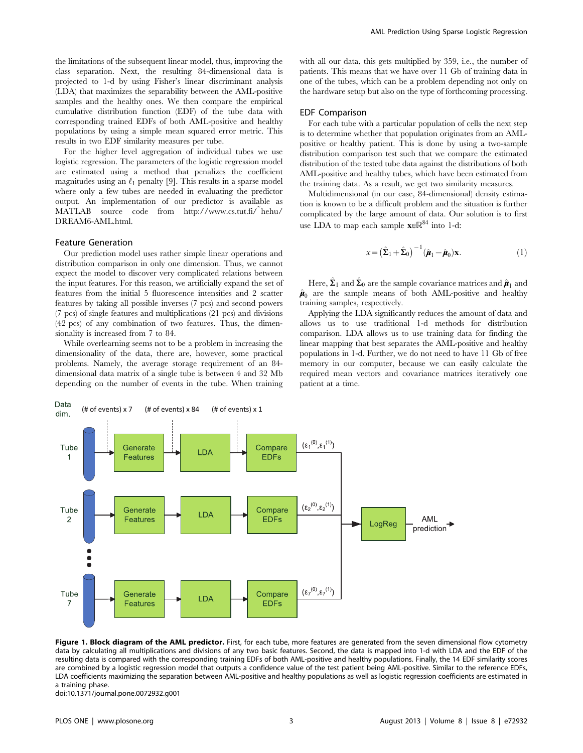the limitations of the subsequent linear model, thus, improving the class separation. Next, the resulting 84-dimensional data is projected to 1-d by using Fisher's linear discriminant analysis (LDA) that maximizes the separability between the AML-positive samples and the healthy ones. We then compare the empirical cumulative distribution function (EDF) of the tube data with corresponding trained EDFs of both AML-positive and healthy populations by using a simple mean squared error metric. This results in two EDF similarity measures per tube.

For the higher level aggregation of individual tubes we use logistic regression. The parameters of the logistic regression model are estimated using a method that penalizes the coefficient magnitudes using an $\ell_1$ penalty [9]. This results in a sparse model where only a few tubes are needed in evaluating the predictor output. An implementation of our predictor is available as MATLAB source code from http://www.cs.tut.fi/~hehu/DREAM6-AML.html.

## Feature Generation

Our prediction model uses rather simple linear operations and distribution comparison in only one dimension. Thus, we cannot expect the model to discover very complicated relations between the input features. For this reason, we artificially expand the set of features from the initial 5 fluorescence intensities and 2 scatter features by taking all possible inverses (7 pcs) and second powers (7 pcs) of single features and multiplications (21 pcs) and divisions (42 pcs) of any combination of two features. Thus, the dimensionality is increased from 7 to 84.

While overlearning seems not to be a problem in increasing the dimensionality of the data, there are, however, some practical problems. Namely, the average storage requirement of an 84-dimensional data matrix of a single tube is between 4 and 32 Mb depending on the number of events in the tube. When training with all our data, this gets multiplied by 359, i.e., the number of patients. This means that we have over 11 Gb of training data in one of the tubes, which can be a problem depending not only on the hardware setup but also on the type of forthcoming processing.

## EDF Comparison

For each tube with a particular population of cells the next step is to determine whether that population originates from an AML-positive or healthy patient. This is done by using a two-sample distribution comparison test such that we compare the estimated distribution of the tested tube data against the distributions of both AML-positive and healthy tubes, which have been estimated from the training data. As a result, we get two similarity measures.

Multidimensional (in our case, 84-dimensional) density estimation is known to be a difficult problem and the situation is further complicated by the large amount of data. Our solution is to first use LDA to map each sample $\mathbf{x} \in \mathbb{R}^{84}$ into 1-d:

$$x = \left(\hat{\boldsymbol{\Sigma}}_1 + \hat{\boldsymbol{\Sigma}}_0\right)^{-1} (\hat{\boldsymbol{\mu}}_1 - \hat{\boldsymbol{\mu}}_0)\mathbf{x}. \quad (1)$$

Here, $\hat{\boldsymbol{\Sigma}}_1$ and $\hat{\boldsymbol{\Sigma}}_0$ are the sample covariance matrices and $\hat{\boldsymbol{\mu}}_1$ and $\hat{\boldsymbol{\mu}}_0$ are the sample means of both AML-positive and healthy training samples, respectively.

Applying the LDA significantly reduces the amount of data and allows us to use traditional 1-d methods for distribution comparison. LDA allows us to use training data for finding the linear mapping that best separates the AML-positive and healthy populations in 1-d. Further, we do not need to have 11 Gb of free memory in our computer, because we can easily calculate the required mean vectors and covariance matrices iteratively one patient at a time.

**Figure 1. Block diagram of the AML predictor.** First, for each tube, more features are generated from the seven dimensional flow cytometry data by calculating all multiplications and divisions of any two basic features. Second, the data is mapped into 1-d with LDA and the EDF of the resulting data is compared with the corresponding training EDFs of both AML-positive and healthy populations. Finally, the 14 EDF similarity scores are combined by a logistic regression model that outputs a confidence value of the test patient being AML-positive. Similar to the reference EDFs, LDA coefficients maximizing the separation between AML-positive and healthy populations as well as logistic regression coefficients are estimated in a training phase.
doi:10.1371/journal.pone.0072932.g001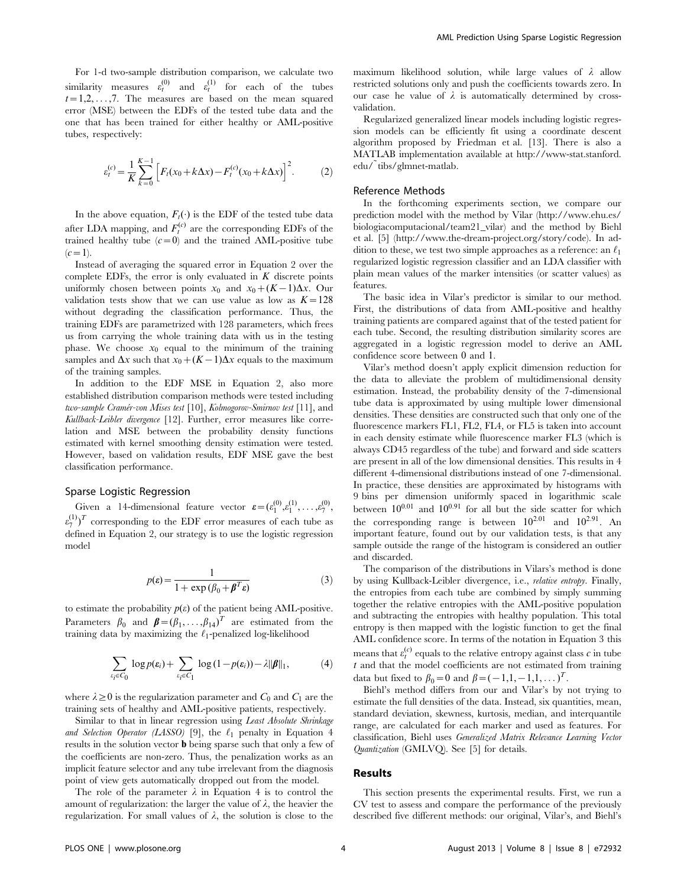For 1-d two-sample distribution comparison, we calculate two similarity measures $\varepsilon_t^{(0)}$ and $\varepsilon_t^{(1)}$ for each of the tubes $t = 1, 2, \ldots, 7$. The measures are based on the mean squared error (MSE) between the EDFs of the tested tube data and the one that has been trained for either healthy or AML-positive tubes, respectively:

$$\varepsilon_t^{(c)} = \frac{1}{K} \sum_{k=0}^{K-1} \left[ F_t(x_0 + k\Delta x) - F_t^{(c)}(x_0 + k\Delta x) \right]^2. \tag{2}$$

In the above equation, $F_t(\cdot)$ is the EDF of the tested tube data after LDA mapping, and $F_t^{(c)}$ are the corresponding EDFs of the trained healthy tube ($c = 0$) and the trained AML-positive tube ($c = 1$).

Instead of averaging the squared error in Equation 2 over the complete EDFs, the error is only evaluated in $K$ discrete points uniformly chosen between points $x_0$ and $x_0 + (K-1)\Delta x$. Our validation tests show that we can use value as low as $K = 128$ without degrading the classification performance. Thus, the training EDFs are parametrized with 128 parameters, which frees us from carrying the whole training data with us in the testing phase. We choose $x_0$ equal to the minimum of the training samples and $\Delta x$ such that $x_0 + (K-1)\Delta x$ equals to the maximum of the training samples.

In addition to the EDF MSE in Equation 2, also more established distribution comparison methods were tested including *two-sample Cramér-von Mises test* [10], *Kolmogorov-Smirnov test* [11], and *Kullback-Leibler divergence* [12]. Further, error measures like correlation and MSE between the probability density functions estimated with kernel smoothing density estimation were tested. However, based on validation results, EDF MSE gave the best classification performance.

### Sparse Logistic Regression

Given a 14-dimensional feature vector $\boldsymbol{\varepsilon} = (\varepsilon_1^{(0)}, \varepsilon_1^{(1)}, \ldots, \varepsilon_7^{(0)}, \varepsilon_7^{(1)})^T$ corresponding to the EDF error measures of each tube as defined in Equation 2, our strategy is to use the logistic regression model

$$p(\boldsymbol{\varepsilon}) = \frac{1}{1 + \exp(\beta_0 + \boldsymbol{\beta}^T \boldsymbol{\varepsilon})} \tag{3}$$

to estimate the probability $p(\varepsilon)$ of the patient being AML-positive. Parameters $\beta_0$ and $\boldsymbol{\beta} = (\beta_1, \ldots, \beta_{14})^T$ are estimated from the training data by maximizing the $\ell_1$-penalized log-likelihood

$$\sum_{\varepsilon_i \in C_0} \log p(\varepsilon_i) + \sum_{\varepsilon_i \in C_1} \log(1 - p(\varepsilon_i)) - \lambda \|\boldsymbol{\beta}\|_1, \tag{4}$$

where $\lambda \geq 0$ is the regularization parameter and $C_0$ and $C_1$ are the training sets of healthy and AML-positive patients, respectively.

Similar to that in linear regression using *Least Absolute Shrinkage and Selection Operator (LASSO)* [9], the $\ell_1$ penalty in Equation 4 results in the solution vector **b** being sparse such that only a few of the coefficients are non-zero. Thus, the penalization works as an implicit feature selector and any tube irrelevant from the diagnosis point of view gets automatically dropped out from the model.

The role of the parameter $\lambda$ in Equation 4 is to control the amount of regularization: the larger the value of $\lambda$, the heavier the regularization. For small values of $\lambda$, the solution is close to the maximum likelihood solution, while large values of $\lambda$ allow restricted solutions only and push the coefficients towards zero. In our case he value of $\lambda$ is automatically determined by cross-validation.

Regularized generalized linear models including logistic regression models can be efficiently fit using a coordinate descent algorithm proposed by Friedman et al. [13]. There is also a MATLAB implementation available at http://www-stat.stanford.edu/˜tibs/glmnet-matlab.

### Reference Methods

In the forthcoming experiments section, we compare our prediction model with the method by Vilar (http://www.ehu.es/biologiacomputacional/team21_vilar) and the method by Biehl et al. [5] (http://www.the-dream-project.org/story/code). In addition to these, we test two simple approaches as a reference: an $\ell_1$ regularized logistic regression classifier and an LDA classifier with plain mean values of the marker intensities (or scatter values) as features.

The basic idea in Vilar's predictor is similar to our method. First, the distributions of data from AML-positive and healthy training patients are compared against that of the tested patient for each tube. Second, the resulting distribution similarity scores are aggregated in a logistic regression model to derive an AML confidence score between 0 and 1.

Vilar's method doesn't apply explicit dimension reduction for the data to alleviate the problem of multidimensional density estimation. Instead, the probability density of the 7-dimensional tube data is approximated by using multiple lower dimensional densities. These densities are constructed such that only one of the fluorescence markers FL1, FL2, FL4, or FL5 is taken into account in each density estimate while fluorescence marker FL3 (which is always CD45 regardless of the tube) and forward and side scatters are present in all of the low dimensional densities. This results in 4 different 4-dimensional distributions instead of one 7-dimensional. In practice, these densities are approximated by histograms with 9 bins per dimension uniformly spaced in logarithmic scale between $10^{0.01}$ and $10^{0.91}$ for all but the side scatter for which the corresponding range is between $10^{2.01}$ and $10^{2.91}$. An important feature, found out by our validation tests, is that any sample outside the range of the histogram is considered an outlier and discarded.

The comparison of the distributions in Vilars's method is done by using Kullback-Leibler divergence, i.e., *relative entropy*. Finally, the entropies from each tube are combined by simply summing together the relative entropies with the AML-positive population and subtracting the entropies with healthy population. This total entropy is then mapped with the logistic function to get the final AML confidence score. In terms of the notation in Equation 3 this means that $\varepsilon_t^{(c)}$ equals to the relative entropy against class $c$ in tube $t$ and that the model coefficients are not estimated from training data but fixed to $\beta_0 = 0$ and $\beta = (-1, 1, -1, 1, \ldots)^T$.

Biehl's method differs from our and Vilar's by not trying to estimate the full densities of the data. Instead, six quantities, mean, standard deviation, skewness, kurtosis, median, and interquantile range, are calculated for each marker and used as features. For classification, Biehl uses *Generalized Matrix Relevance Learning Vector Quantization* (GMLVQ). See [5] for details.

## Results

This section presents the experimental results. First, we run a CV test to assess and compare the performance of the previously described five different methods: our original, Vilar's, and Biehl's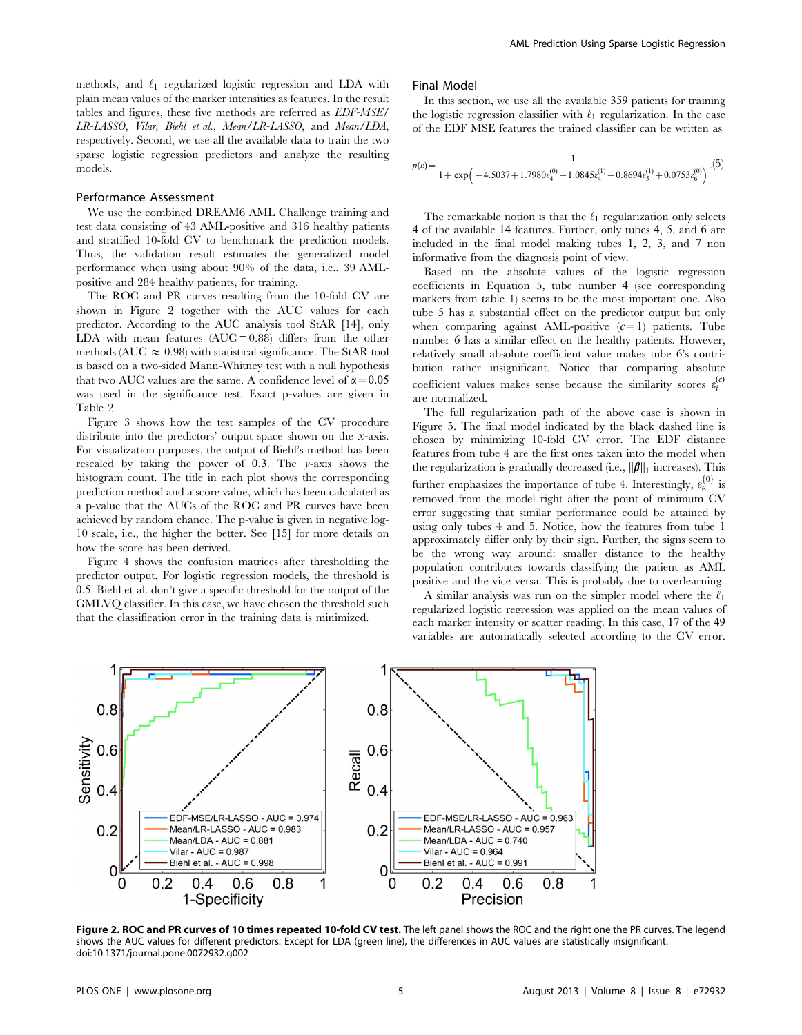methods, and $\ell_1$ regularized logistic regression and LDA with plain mean values of the marker intensities as features. In the result tables and figures, these five methods are referred as *EDF-MSE/LR-LASSO*, *Vilar*, *Biehl et al.*, *Mean/LR-LASSO*, and *Mean/LDA*, respectively. Second, we use all the available data to train the two sparse logistic regression predictors and analyze the resulting models.

## Performance Assessment

We use the combined DREAM6 AML Challenge training and test data consisting of 43 AML-positive and 316 healthy patients and stratified 10-fold CV to benchmark the prediction models. Thus, the validation result estimates the generalized model performance when using about 90% of the data, i.e., 39 AML-positive and 284 healthy patients, for training.

The ROC and PR curves resulting from the 10-fold CV are shown in Figure 2 together with the AUC values for each predictor. According to the AUC analysis tool StAR [14], only LDA with mean features (AUC = 0.88) differs from the other methods (AUC $\approx$ 0.98) with statistical significance. The StAR tool is based on a two-sided Mann-Whitney test with a null hypothesis that two AUC values are the same. A confidence level of $\alpha = 0.05$ was used in the significance test. Exact p-values are given in Table 2.

Figure 3 shows how the test samples of the CV procedure distribute into the predictors' output space shown on the *x*-axis. For visualization purposes, the output of Biehl's method has been rescaled by taking the power of 0.3. The *y*-axis shows the histogram count. The title in each plot shows the corresponding prediction method and a score value, which has been calculated as a p-value that the AUCs of the ROC and PR curves have been achieved by random chance. The p-value is given in negative log-10 scale, i.e., the higher the better. See [15] for more details on how the score has been derived.

Figure 4 shows the confusion matrices after thresholding the predictor output. For logistic regression models, the threshold is 0.5. Biehl et al. don't give a specific threshold for the output of the GMLVQ classifier. In this case, we have chosen the threshold such that the classification error in the training data is minimized.

## Final Model

In this section, we use all the available 359 patients for training the logistic regression classifier with $\ell_1$ regularization. In the case of the EDF MSE features the trained classifier can be written as

$$p(\varepsilon) = \frac{1}{1 + \exp\left(-4.5037 + 1.7980\varepsilon_4^{(0)} - 1.0845\varepsilon_4^{(1)} - 0.8694\varepsilon_5^{(1)} + 0.0753\varepsilon_6^{(0)}\right)}. \quad (5)$$

The remarkable notion is that the $\ell_1$ regularization only selects 4 of the available 14 features. Further, only tubes 4, 5, and 6 are included in the final model making tubes 1, 2, 3, and 7 non informative from the diagnosis point of view.

Based on the absolute values of the logistic regression coefficients in Equation 5, tube number 4 (see corresponding markers from table 1) seems to be the most important one. Also tube 5 has a substantial effect on the predictor output but only when comparing against AML-positive ($c = 1$) patients. Tube number 6 has a similar effect on the healthy patients. However, relatively small absolute coefficient value makes tube 6's contribution rather insignificant. Notice that comparing absolute coefficient values makes sense because the similarity scores $\varepsilon_i^{(c)}$ are normalized.

The full regularization path of the above case is shown in Figure 5. The final model indicated by the black dashed line is chosen by minimizing 10-fold CV error. The EDF distance features from tube 4 are the first ones taken into the model when the regularization is gradually decreased (i.e., $\|\boldsymbol{\beta}\|_1$ increases). This further emphasizes the importance of tube 4. Interestingly, $\varepsilon_6^{\{0\}}$ is removed from the model right after the point of minimum CV error suggesting that similar performance could be attained by using only tubes 4 and 5. Notice, how the features from tube 1 approximately differ only by their sign. Further, the signs seem to be the wrong way around: smaller distance to the healthy population contributes towards classifying the patient as AML positive and the vice versa. This is probably due to overlearning.

A similar analysis was run on the simpler model where the $\ell_1$ regularized logistic regression was applied on the mean values of each marker intensity or scatter reading. In this case, 17 of the 49 variables are automatically selected according to the CV error.

**Figure 2. ROC and PR curves of 10 times repeated 10-fold CV test.** The left panel shows the ROC and the right one the PR curves. The legend shows the AUC values for different predictors. Except for LDA (green line), the differences in AUC values are statistically insignificant.
doi:10.1371/journal.pone.0072932.g002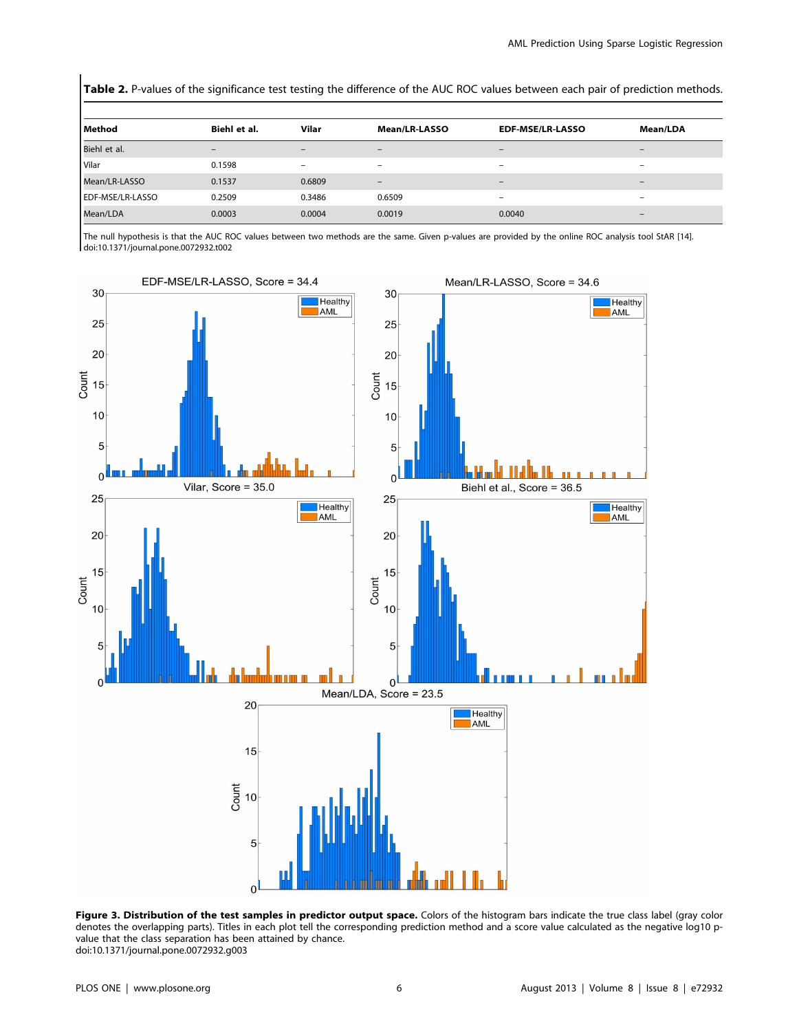**Table 2.** P-values of the significance test testing the difference of the AUC ROC values between each pair of prediction methods.

| Method | Biehl et al. | Vilar | Mean/LR-LASSO | EDF-MSE/LR-LASSO | Mean/LDA |
|---|---|---|---|---|---|
| Biehl et al. | – | – | – | – | – |
| Vilar | 0.1598 | – | – | – | – |
| Mean/LR-LASSO | 0.1537 | 0.6809 | – | – | – |
| EDF-MSE/LR-LASSO | 0.2509 | 0.3486 | 0.6509 | – | – |
| Mean/LDA | 0.0003 | 0.0004 | 0.0019 | 0.0040 | – |

The null hypothesis is that the AUC ROC values between two methods are the same. Given p-values are provided by the online ROC analysis tool StAR [14].
doi:10.1371/journal.pone.0072932.t002

**Figure 3. Distribution of the test samples in predictor output space.** Colors of the histogram bars indicate the true class label (gray color denotes the overlapping parts). Titles in each plot tell the corresponding prediction method and a score value calculated as the negative log10 p-value that the class separation has been attained by chance.
doi:10.1371/journal.pone.0072932.g003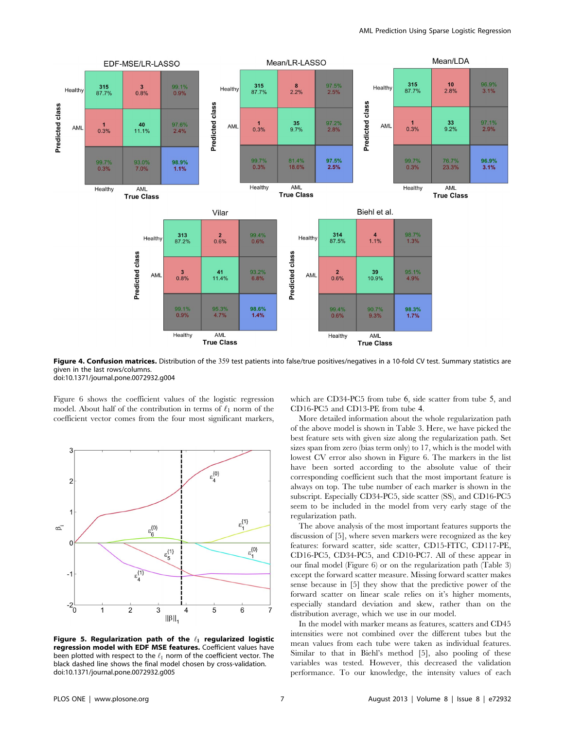**Figure 4. Confusion matrices.** Distribution of the 359 test patients into false/true positives/negatives in a 10-fold CV test. Summary statistics are given in the last rows/columns.
doi:10.1371/journal.pone.0072932.g004

Figure 6 shows the coefficient values of the logistic regression model. About half of the contribution in terms of $\ell_1$ norm of the coefficient vector comes from the four most significant markers, which are CD34-PC5 from tube 6, side scatter from tube 5, and CD16-PC5 and CD13-PE from tube 4.

More detailed information about the whole regularization path of the above model is shown in Table 3. Here, we have picked the best feature sets with given size along the regularization path. Set sizes span from zero (bias term only) to 17, which is the model with lowest CV error also shown in Figure 6. The markers in the list have been sorted according to the absolute value of their corresponding coefficient such that the most important feature is always on top. The tube number of each marker is shown in the subscript. Especially CD34-PC5, side scatter (SS), and CD16-PC5 seem to be included in the model from very early stage of the regularization path.

The above analysis of the most important features supports the discussion of [5], where seven markers were recognized as the key features: forward scatter, side scatter, CD15-FITC, CD117-PE, CD16-PC5, CD34-PC5, and CD10-PC7. All of these appear in our final model (Figure 6) or on the regularization path (Table 3) except the forward scatter measure. Missing forward scatter makes sense because in [5] they show that the predictive power of the forward scatter on linear scale relies on it's higher moments, especially standard deviation and skew, rather than on the distribution average, which we use in our model.

In the model with marker means as features, scatters and CD45 intensities were not combined over the different tubes but the mean values from each tube were taken as individual features. Similar to that in Biehl's method [5], also pooling of these variables was tested. However, this decreased the validation performance. To our knowledge, the intensity values of each

**Figure 5. Regularization path of the $\ell_1$ regularized logistic regression model with EDF MSE features.** Coefficient values have been plotted with respect to the $\ell_1$ norm of the coefficient vector. The black dashed line shows the final model chosen by cross-validation.
doi:10.1371/journal.pone.0072932.g005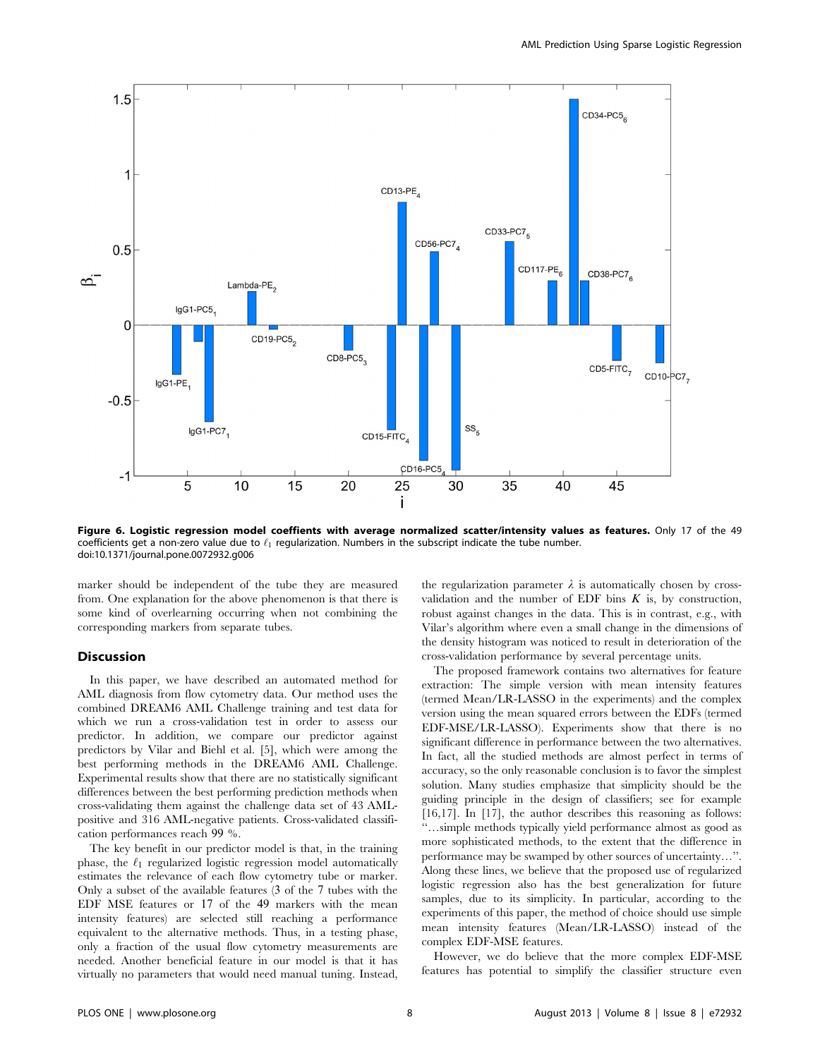**Figure 6. Logistic regression model coeffients with average normalized scatter/intensity values as features.** Only 17 of the 49 coefficients get a non-zero value due to $\ell_1$ regularization. Numbers in the subscript indicate the tube number.
doi:10.1371/journal.pone.0072932.g006

marker should be independent of the tube they are measured from. One explanation for the above phenomenon is that there is some kind of overlearning occurring when not combining the corresponding markers from separate tubes.

## Discussion

In this paper, we have described an automated method for AML diagnosis from flow cytometry data. Our method uses the combined DREAM6 AML Challenge training and test data for which we run a cross-validation test in order to assess our predictor. In addition, we compare our predictor against predictors by Vilar and Biehl et al. [5], which were among the best performing methods in the DREAM6 AML Challenge. Experimental results show that there are no statistically significant differences between the best performing prediction methods when cross-validating them against the challenge data set of 43 AML-positive and 316 AML-negative patients. Cross-validated classification performances reach 99 %.

The key benefit in our predictor model is that, in the training phase, the $\ell_1$ regularized logistic regression model automatically estimates the relevance of each flow cytometry tube or marker. Only a subset of the available features (3 of the 7 tubes with the EDF MSE features or 17 of the 49 markers with the mean intensity features) are selected still reaching a performance equivalent to the alternative methods. Thus, in a testing phase, only a fraction of the usual flow cytometry measurements are needed. Another beneficial feature in our model is that it has virtually no parameters that would need manual tuning. Instead, the regularization parameter $\lambda$ is automatically chosen by cross-validation and the number of EDF bins $K$ is, by construction, robust against changes in the data. This is in contrast, e.g., with Vilar's algorithm where even a small change in the dimensions of the density histogram was noticed to result in deterioration of the cross-validation performance by several percentage units.

The proposed framework contains two alternatives for feature extraction: The simple version with mean intensity features (termed Mean/LR-LASSO in the experiments) and the complex version using the mean squared errors between the EDFs (termed EDF-MSE/LR-LASSO). Experiments show that there is no significant difference in performance between the two alternatives. In fact, all the studied methods are almost perfect in terms of accuracy, so the only reasonable conclusion is to favor the simplest solution. Many studies emphasize that simplicity should be the guiding principle in the design of classifiers; see for example [16,17]. In [17], the author describes this reasoning as follows: "…simple methods typically yield performance almost as good as more sophisticated methods, to the extent that the difference in performance may be swamped by other sources of uncertainty…". Along these lines, we believe that the proposed use of regularized logistic regression also has the best generalization for future samples, due to its simplicity. In particular, according to the experiments of this paper, the method of choice should use simple mean intensity features (Mean/LR-LASSO) instead of the complex EDF-MSE features.

However, we do believe that the more complex EDF-MSE features has potential to simplify the classifier structure even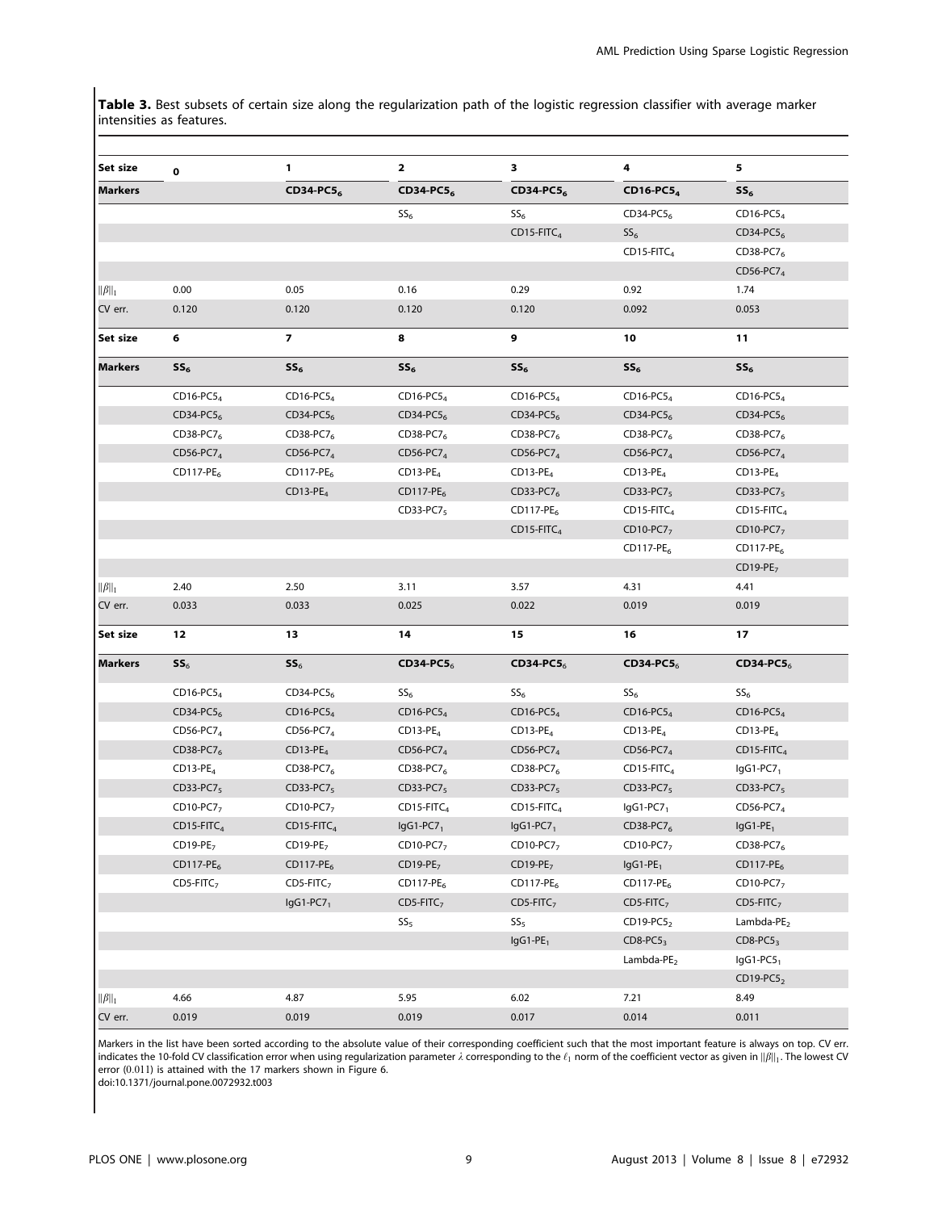**Table 3.** Best subsets of certain size along the regularization path of the logistic regression classifier with average marker intensities as features.

| Set size | 0 | 1 | 2 | 3 | 4 | 5 |
|---|---|---|---|---|---|---|
| **Markers** | | **CD34-PC5$_6$** | **CD34-PC5$_6$** | **CD34-PC5$_6$** | **CD16-PC5$_4$** | **SS$_6$** |
| | | | SS$_6$ | SS$_6$ | CD34-PC5$_6$ | CD16-PC5$_4$ |
| | | | | CD15-FITC$_4$ | SS$_6$ | CD34-PC5$_6$ |
| | | | | | CD15-FITC$_4$ | CD38-PC7$_6$ |
| | | | | | | CD56-PC7$_4$ |
| $\|\beta\|_1$ | 0.00 | 0.05 | 0.16 | 0.29 | 0.92 | 1.74 |
| CV err. | 0.120 | 0.120 | 0.120 | 0.120 | 0.092 | 0.053 |
| **Set size** | **6** | **7** | **8** | **9** | **10** | **11** |
| **Markers** | **SS$_6$** | **SS$_6$** | **SS$_6$** | **SS$_6$** | **SS$_6$** | **SS$_6$** |
| | CD16-PC5$_4$ | CD16-PC5$_4$ | CD16-PC5$_4$ | CD16-PC5$_4$ | CD16-PC5$_4$ | CD16-PC5$_4$ |
| | CD34-PC5$_6$ | CD34-PC5$_6$ | CD34-PC5$_6$ | CD34-PC5$_6$ | CD34-PC5$_6$ | CD34-PC5$_6$ |
| | CD38-PC7$_6$ | CD38-PC7$_6$ | CD38-PC7$_6$ | CD38-PC7$_6$ | CD38-PC7$_6$ | CD38-PC7$_6$ |
| | CD56-PC7$_4$ | CD56-PC7$_4$ | CD56-PC7$_4$ | CD56-PC7$_4$ | CD56-PC7$_4$ | CD56-PC7$_4$ |
| | CD117-PE$_6$ | CD117-PE$_6$ | CD13-PE$_4$ | CD13-PE$_4$ | CD13-PE$_4$ | CD13-PE$_4$ |
| | | CD13-PE$_4$ | CD117-PE$_6$ | CD33-PC7$_6$ | CD33-PC7$_5$ | CD33-PC7$_5$ |
| | | | CD33-PC7$_5$ | CD117-PE$_6$ | CD15-FITC$_4$ | CD15-FITC$_4$ |
| | | | | CD15-FITC$_4$ | CD10-PC7$_7$ | CD10-PC7$_7$ |
| | | | | | CD117-PE$_6$ | CD117-PE$_6$ |
| | | | | | | CD19-PE$_7$ |
| $\|\beta\|_1$ | 2.40 | 2.50 | 3.11 | 3.57 | 4.31 | 4.41 |
| CV err. | 0.033 | 0.033 | 0.025 | 0.022 | 0.019 | 0.019 |
| **Set size** | **12** | **13** | **14** | **15** | **16** | **17** |
| **Markers** | **SS$_6$** | **SS$_6$** | **CD34-PC5$_6$** | **CD34-PC5$_6$** | **CD34-PC5$_6$** | **CD34-PC5$_6$** |
| | CD16-PC5$_4$ | CD34-PC5$_6$ | SS$_6$ | SS$_6$ | SS$_6$ | SS$_6$ |
| | CD34-PC5$_6$ | CD16-PC5$_4$ | CD16-PC5$_4$ | CD16-PC5$_4$ | CD16-PC5$_4$ | CD16-PC5$_4$ |
| | CD56-PC7$_4$ | CD56-PC7$_4$ | CD13-PE$_4$ | CD13-PE$_4$ | CD13-PE$_4$ | CD13-PE$_4$ |
| | CD38-PC7$_6$ | CD13-PE$_4$ | CD56-PC7$_4$ | CD56-PC7$_4$ | CD56-PC7$_4$ | CD15-FITC$_4$ |
| | CD13-PE$_4$ | CD38-PC7$_6$ | CD38-PC7$_6$ | CD38-PC7$_6$ | CD15-FITC$_4$ | IgG1-PC7$_1$ |
| | CD33-PC7$_5$ | CD33-PC7$_5$ | CD33-PC7$_5$ | CD33-PC7$_5$ | CD33-PC7$_5$ | CD33-PC7$_5$ |
| | CD10-PC7$_7$ | CD10-PC7$_7$ | CD15-FITC$_4$ | CD15-FITC$_4$ | IgG1-PC7$_1$ | CD56-PC7$_4$ |
| | CD15-FITC$_4$ | CD15-FITC$_4$ | IgG1-PC7$_1$ | IgG1-PC7$_1$ | CD38-PC7$_6$ | IgG1-PE$_1$ |
| | CD19-PE$_7$ | CD19-PE$_7$ | CD10-PC7$_7$ | CD10-PC7$_7$ | CD10-PC7$_7$ | CD38-PC7$_6$ |
| | CD117-PE$_6$ | CD117-PE$_6$ | CD19-PE$_7$ | CD19-PE$_7$ | IgG1-PE$_1$ | CD117-PE$_6$ |
| | CD5-FITC$_7$ | CD5-FITC$_7$ | CD117-PE$_6$ | CD117-PE$_6$ | CD117-PE$_6$ | CD10-PC7$_7$ |
| | | IgG1-PC7$_1$ | CD5-FITC$_7$ | CD5-FITC$_7$ | CD5-FITC$_7$ | CD5-FITC$_7$ |
| | | | SS$_5$ | SS$_5$ | CD19-PC5$_2$ | Lambda-PE$_2$ |
| | | | | IgG1-PE$_1$ | CD8-PC5$_3$ | CD8-PC5$_3$ |
| | | | | | Lambda-PE$_2$ | IgG1-PC5$_1$ |
| | | | | | | CD19-PC5$_2$ |
| $\|\beta\|_1$ | 4.66 | 4.87 | 5.95 | 6.02 | 7.21 | 8.49 |
| CV err. | 0.019 | 0.019 | 0.019 | 0.017 | 0.014 | 0.011 |

Markers in the list have been sorted according to the absolute value of their corresponding coefficient such that the most important feature is always on top. CV err. indicates the 10-fold CV classification error when using regularization parameter $\lambda$ corresponding to the $\ell_1$ norm of the coefficient vector as given in $\|\beta\|_1$. The lowest CV error (0.011) is attained with the 17 markers shown in Figure 6.

doi:10.1371/journal.pone.0072932.t003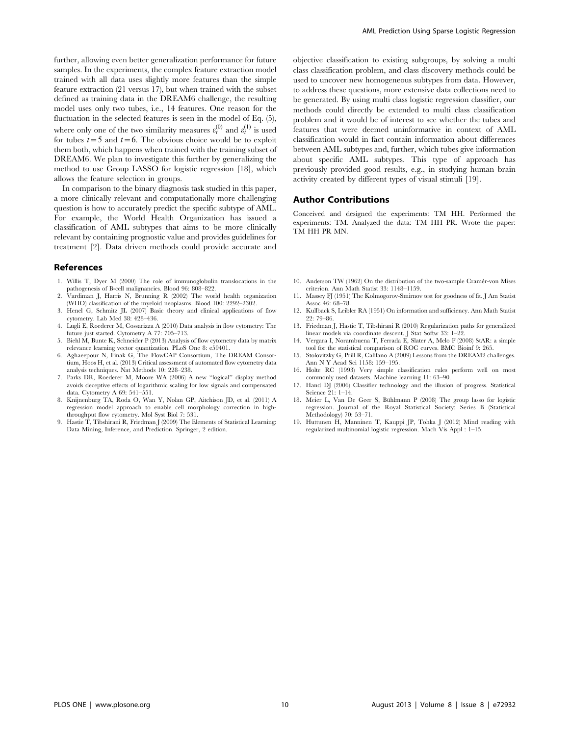further, allowing even better generalization performance for future samples. In the experiments, the complex feature extraction model trained with all data uses slightly more features than the simple feature extraction (21 versus 17), but when trained with the subset defined as training data in the DREAM6 challenge, the resulting model uses only two tubes, i.e., 14 features. One reason for the fluctuation in the selected features is seen in the model of Eq. (5), where only one of the two similarity measures $\varepsilon_t^{(0)}$ and $\varepsilon_t^{(1)}$ is used for tubes $t=5$ and $t=6$. The obvious choice would be to exploit them both, which happens when trained with the training subset of DREAM6. We plan to investigate this further by generalizing the method to use Group LASSO for logistic regression [18], which allows the feature selection in groups.

In comparison to the binary diagnosis task studied in this paper, a more clinically relevant and computationally more challenging question is how to accurately predict the specific subtype of AML. For example, the World Health Organization has issued a classification of AML subtypes that aims to be more clinically relevant by containing prognostic value and provides guidelines for treatment [2]. Data driven methods could provide accurate and objective classification to existing subgroups, by solving a multi class classification problem, and class discovery methods could be used to uncover new homogeneous subtypes from data. However, to address these questions, more extensive data collections need to be generated. By using multi class logistic regression classifier, our methods could directly be extended to multi class classification problem and it would be of interest to see whether the tubes and features that were deemed uninformative in context of AML classification would in fact contain information about differences between AML subtypes and, further, which tubes give information about specific AML subtypes. This type of approach has previously provided good results, e.g., in studying human brain activity created by different types of visual stimuli [19].

## Author Contributions

Conceived and designed the experiments: TM HH. Performed the experiments: TM. Analyzed the data: TM HH PR. Wrote the paper: TM HH PR MN.

## References

1. Willis T, Dyer M (2000) The role of immunoglobulin translocations in the pathogenesis of B-cell malignancies. Blood 96: 808–822.
2. Vardiman J, Harris N, Brunning R (2002) The world health organization (WHO) classification of the myeloid neoplasms. Blood 100: 2292–2302.
3. Henel G, Schmitz JL (2007) Basic theory and clinical applications of flow cytometry. Lab Med 38: 428–436.
4. Lugli E, Roederer M, Cossarizza A (2010) Data analysis in flow cytometry: The future just started. Cytometry A 77: 705–713.
5. Biehl M, Bunte K, Schneider P (2013) Analysis of flow cytometry data by matrix relevance learning vector quantization. PLoS One 8: e59401.
6. Aghaeepour N, Finak G, The FlowCAP Consortium, The DREAM Consortium, Hoos H, et al. (2013) Critical assessment of automated flow cytometry data analysis techniques. Nat Methods 10: 228–238.
7. Parks DR, Roederer M, Moore WA (2006) A new "logical" display method avoids deceptive effects of logarithmic scaling for low signals and compensated data. Cytometry A 69: 541–551.
8. Knijnenburg TA, Roda O, Wan Y, Nolan GP, Aitchison JD, et al. (2011) A regression model approach to enable cell morphology correction in high-throughput flow cytometry. Mol Syst Biol 7: 531.
9. Hastie T, Tibshirani R, Friedman J (2009) The Elements of Statistical Learning: Data Mining, Inference, and Prediction. Springer, 2 edition.
10. Anderson TW (1962) On the distribution of the two-sample Cramér-von Mises criterion. Ann Math Statist 33: 1148–1159.
11. Massey FJ (1951) The Kolmogorov-Smirnov test for goodness of fit. J Am Statist Assoc 46: 68–78.
12. Kullback S, Leibler RA (1951) On information and sufficiency. Ann Math Statist 22: 79–86.
13. Friedman J, Hastie T, Tibshirani R (2010) Regularization paths for generalized linear models via coordinate descent. J Stat Softw 33: 1–22.
14. Vergara I, Norambuena T, Ferrada E, Slater A, Melo F (2008) StAR: a simple tool for the statistical comparison of ROC curves. BMC Bioinf 9: 265.
15. Stolovitzky G, Prill R, Califano A (2009) Lessons from the DREAM2 challenges. Ann N Y Acad Sci 1158: 159–195.
16. Holte RC (1993) Very simple classification rules perform well on most commonly used datasets. Machine learning 11: 63–90.
17. Hand DJ (2006) Classifier technology and the illusion of progress. Statistical Science 21: 1–14.
18. Meier L, Van De Geer S, Bühlmann P (2008) The group lasso for logistic regression. Journal of the Royal Statistical Society: Series B (Statistical Methodology) 70: 53–71.
19. Huttunen H, Manninen T, Kauppi JP, Tohka J (2012) Mind reading with regularized multinomial logistic regression. Mach Vis Appl : 1–15.